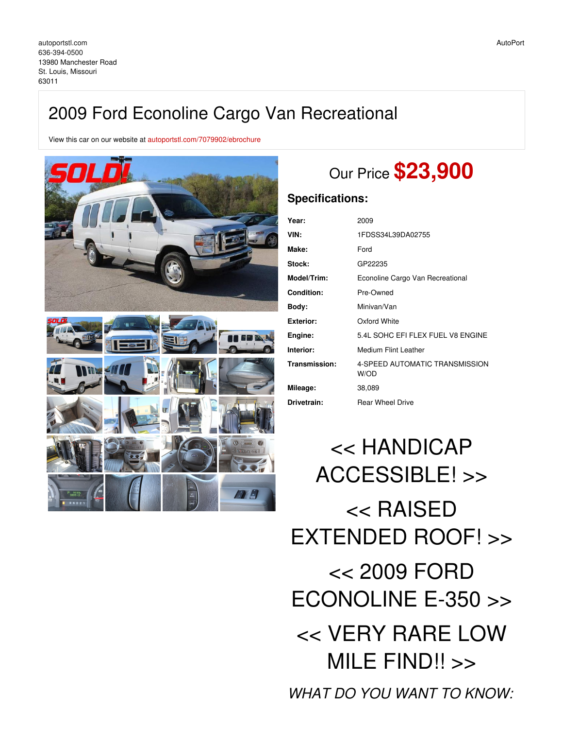autoportstl.com
636-394-0500
13980 Manchester Road
St. Louis, Missouri
63011

AutoPort

# 2009 Ford Econoline Cargo Van Recreational

View this car on our website at autoportstl.com/7079902/ebrochure

Our Price **$23,900**

## Specifications:

| | |
|---|---|
| **Year:** | 2009 |
| **VIN:** | 1FDSS34L39DA02755 |
| **Make:** | Ford |
| **Stock:** | GP22235 |
| **Model/Trim:** | Econoline Cargo Van Recreational |
| **Condition:** | Pre-Owned |
| **Body:** | Minivan/Van |
| **Exterior:** | Oxford White |
| **Engine:** | 5.4L SOHC EFI FLEX FUEL V8 ENGINE |
| **Interior:** | Medium Flint Leather |
| **Transmission:** | 4-SPEED AUTOMATIC TRANSMISSION W/OD |
| **Mileage:** | 38,089 |
| **Drivetrain:** | Rear Wheel Drive |

<< HANDICAP ACCESSIBLE! >>

<< RAISED EXTENDED ROOF! >>

<< 2009 FORD ECONOLINE E-350 >>

<< VERY RARE LOW MILE FIND!! >>

*WHAT DO YOU WANT TO KNOW:*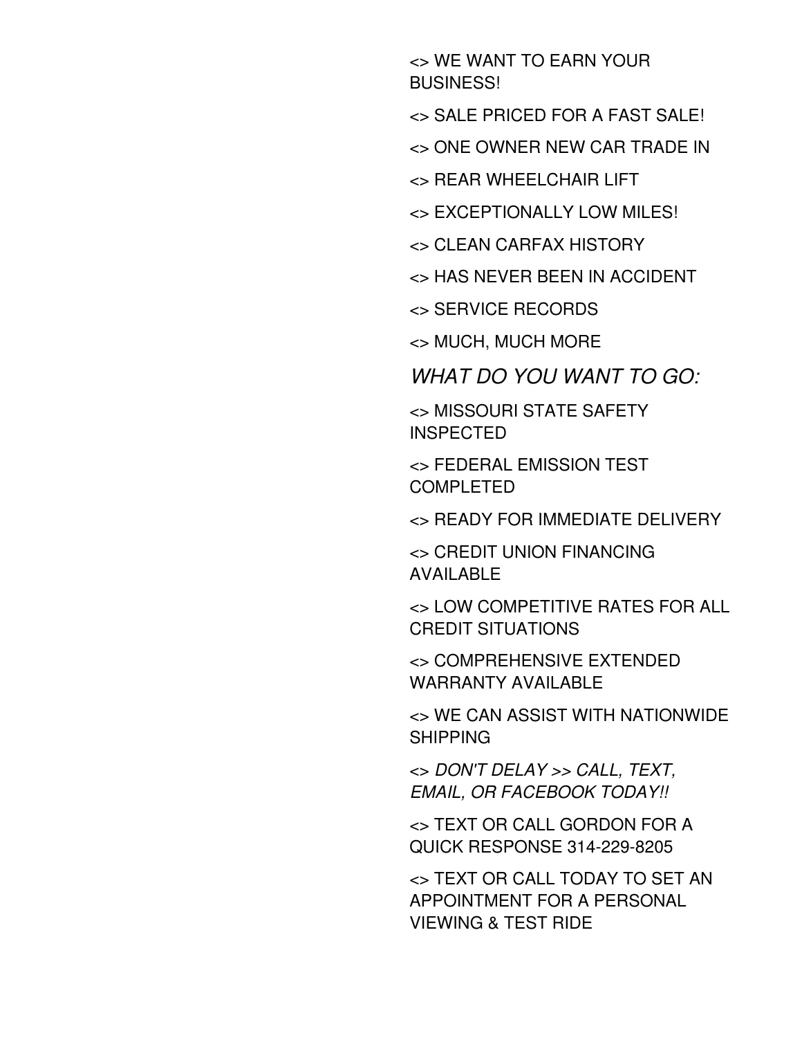<> WE WANT TO EARN YOUR BUSINESS!

<> SALE PRICED FOR A FAST SALE!

<> ONE OWNER NEW CAR TRADE IN

<> REAR WHEELCHAIR LIFT

<> EXCEPTIONALLY LOW MILES!

<> CLEAN CARFAX HISTORY

<> HAS NEVER BEEN IN ACCIDENT

<> SERVICE RECORDS

<> MUCH, MUCH MORE

*WHAT DO YOU WANT TO GO:*

<> MISSOURI STATE SAFETY INSPECTED

<> FEDERAL EMISSION TEST COMPLETED

<> READY FOR IMMEDIATE DELIVERY

<> CREDIT UNION FINANCING AVAILABLE

<> LOW COMPETITIVE RATES FOR ALL CREDIT SITUATIONS

<> COMPREHENSIVE EXTENDED WARRANTY AVAILABLE

<> WE CAN ASSIST WITH NATIONWIDE SHIPPING

<> *DON'T DELAY >> CALL, TEXT, EMAIL, OR FACEBOOK TODAY!!*

<> TEXT OR CALL GORDON FOR A QUICK RESPONSE 314-229-8205

<> TEXT OR CALL TODAY TO SET AN APPOINTMENT FOR A PERSONAL VIEWING & TEST RIDE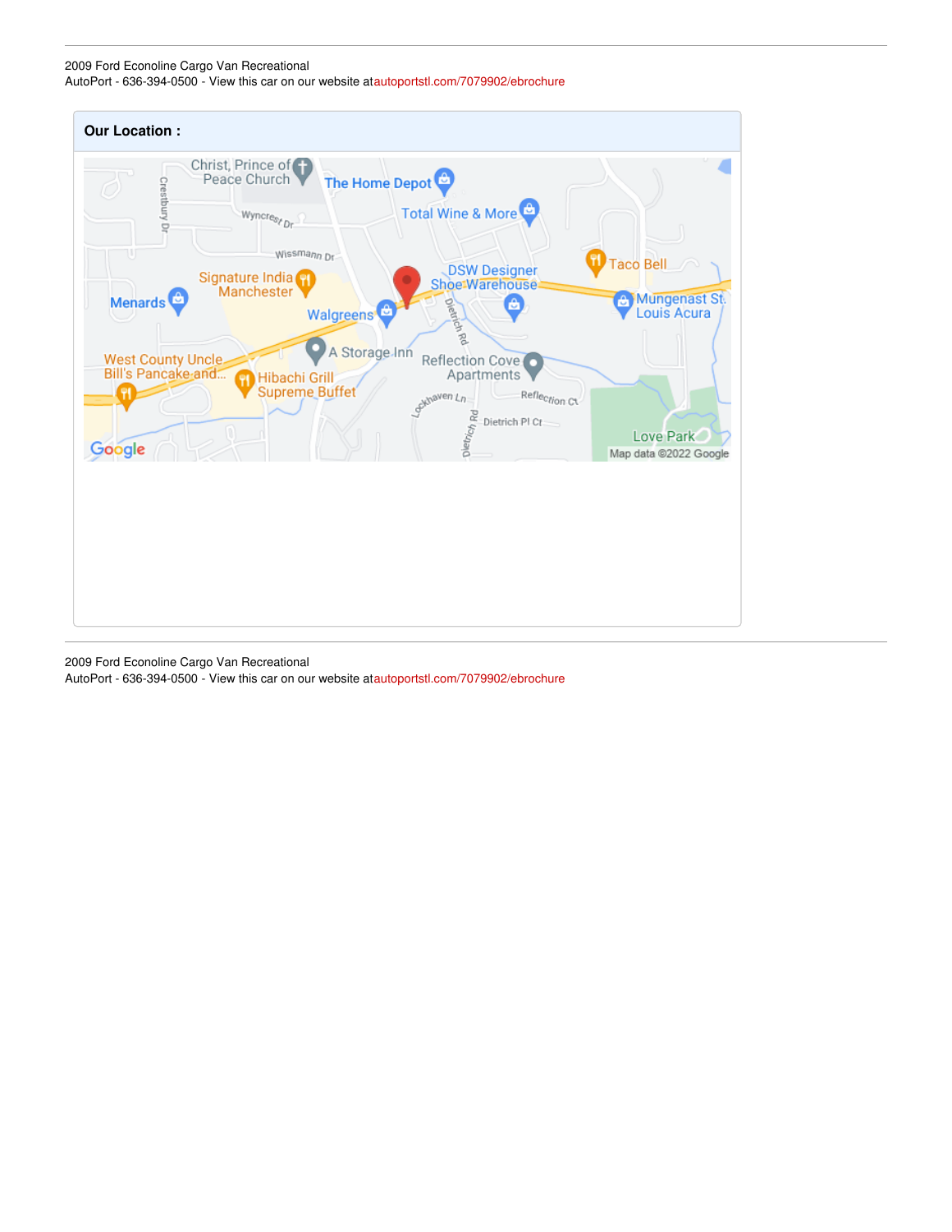## Our Location :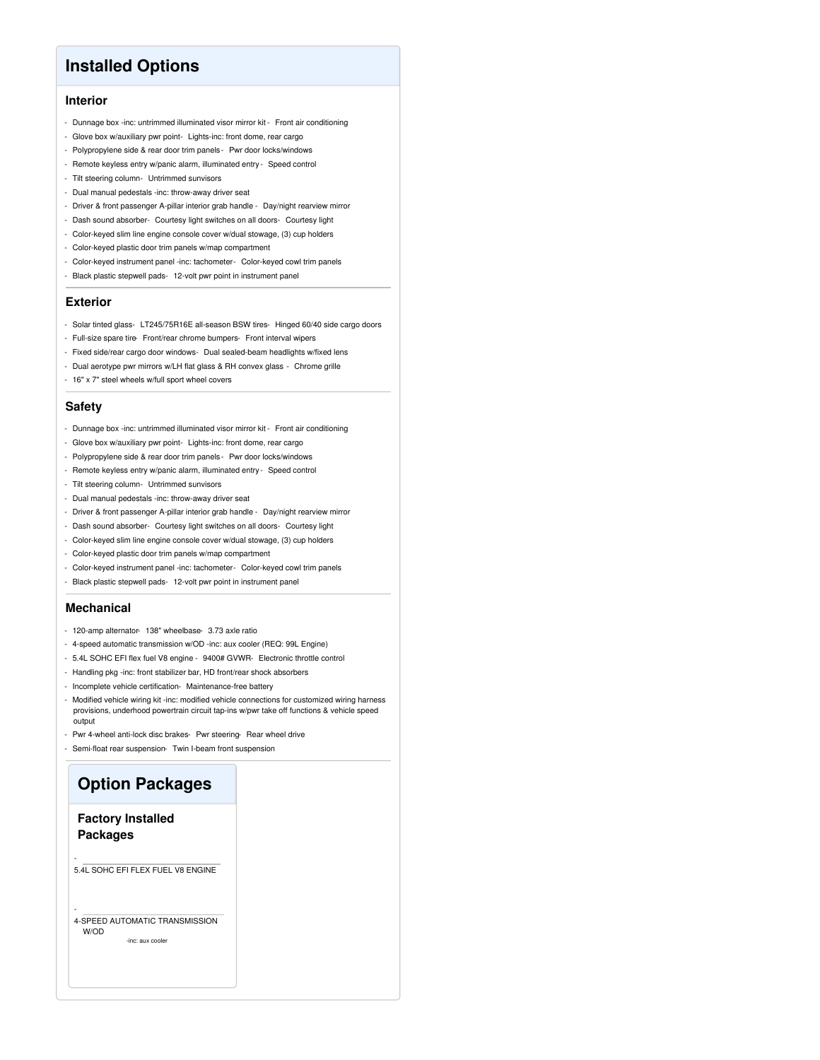## Installed Options

### Interior

- Dunnage box -inc: untrimmed illuminated visor mirror kit - Front air conditioning
- Glove box w/auxiliary pwr point- Lights-inc: front dome, rear cargo
- Polypropylene side & rear door trim panels - Pwr door locks/windows
- Remote keyless entry w/panic alarm, illuminated entry - Speed control
- Tilt steering column- Untrimmed sunvisors
- Dual manual pedestals -inc: throw-away driver seat
- Driver & front passenger A-pillar interior grab handle - Day/night rearview mirror
- Dash sound absorber- Courtesy light switches on all doors- Courtesy light
- Color-keyed slim line engine console cover w/dual stowage, (3) cup holders
- Color-keyed plastic door trim panels w/map compartment
- Color-keyed instrument panel -inc: tachometer- Color-keyed cowl trim panels
- Black plastic stepwell pads- 12-volt pwr point in instrument panel

### Exterior

- Solar tinted glass- LT245/75R16E all-season BSW tires- Hinged 60/40 side cargo doors
- Full-size spare tire- Front/rear chrome bumpers- Front interval wipers
- Fixed side/rear cargo door windows- Dual sealed-beam headlights w/fixed lens
- Dual aerotype pwr mirrors w/LH flat glass & RH convex glass - Chrome grille
- 16" x 7" steel wheels w/full sport wheel covers

### Safety

- Dunnage box -inc: untrimmed illuminated visor mirror kit - Front air conditioning
- Glove box w/auxiliary pwr point- Lights-inc: front dome, rear cargo
- Polypropylene side & rear door trim panels - Pwr door locks/windows
- Remote keyless entry w/panic alarm, illuminated entry - Speed control
- Tilt steering column- Untrimmed sunvisors
- Dual manual pedestals -inc: throw-away driver seat
- Driver & front passenger A-pillar interior grab handle - Day/night rearview mirror
- Dash sound absorber- Courtesy light switches on all doors- Courtesy light
- Color-keyed slim line engine console cover w/dual stowage, (3) cup holders
- Color-keyed plastic door trim panels w/map compartment
- Color-keyed instrument panel -inc: tachometer- Color-keyed cowl trim panels
- Black plastic stepwell pads- 12-volt pwr point in instrument panel

### Mechanical

- 120-amp alternator- 138" wheelbase- 3.73 axle ratio
- 4-speed automatic transmission w/OD -inc: aux cooler (REQ: 99L Engine)
- 5.4L SOHC EFI flex fuel V8 engine - 9400# GVWR- Electronic throttle control
- Handling pkg -inc: front stabilizer bar, HD front/rear shock absorbers
- Incomplete vehicle certification- Maintenance-free battery
- Modified vehicle wiring kit -inc: modified vehicle connections for customized wiring harness provisions, underhood powertrain circuit tap-ins w/pwr take off functions & vehicle speed output
- Pwr 4-wheel anti-lock disc brakes- Pwr steering- Rear wheel drive
- Semi-float rear suspension- Twin I-beam front suspension

## Option Packages

### Factory Installed Packages

- 5.4L SOHC EFI FLEX FUEL V8 ENGINE

- 4-SPEED AUTOMATIC TRANSMISSION W/OD
  -inc: aux cooler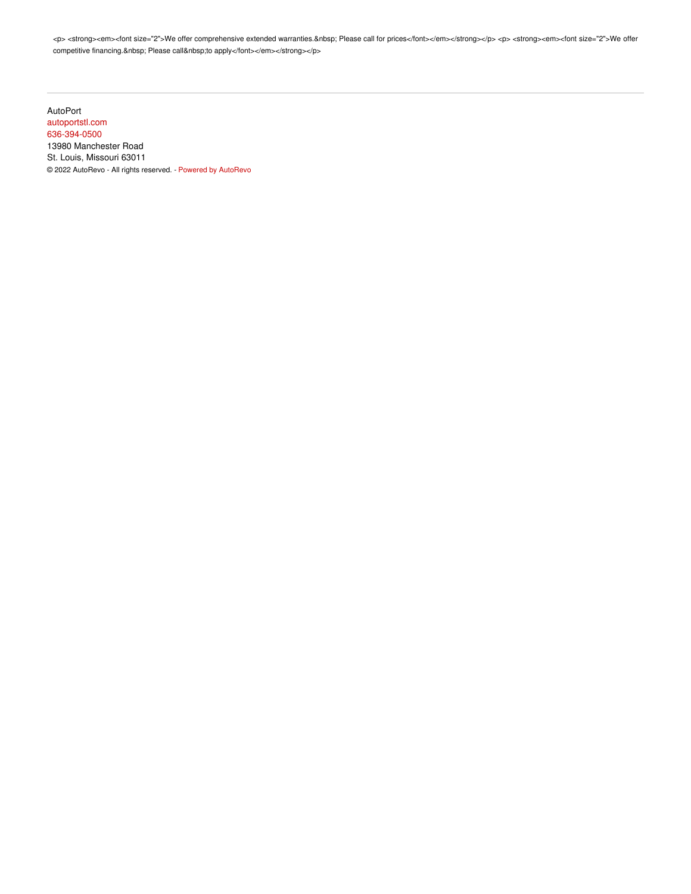<p> <strong><em><font size="2">We offer comprehensive extended warranties.&nbsp; Please call for prices</font></em></strong></p> <p> <strong><em><font size="2">We offer competitive financing.&nbsp; Please call&nbsp;to apply</font></em></strong></p>

---

AutoPort
autoportstl.com
636-394-0500
13980 Manchester Road
St. Louis, Missouri 63011
© 2022 AutoRevo - All rights reserved. - Powered by AutoRevo